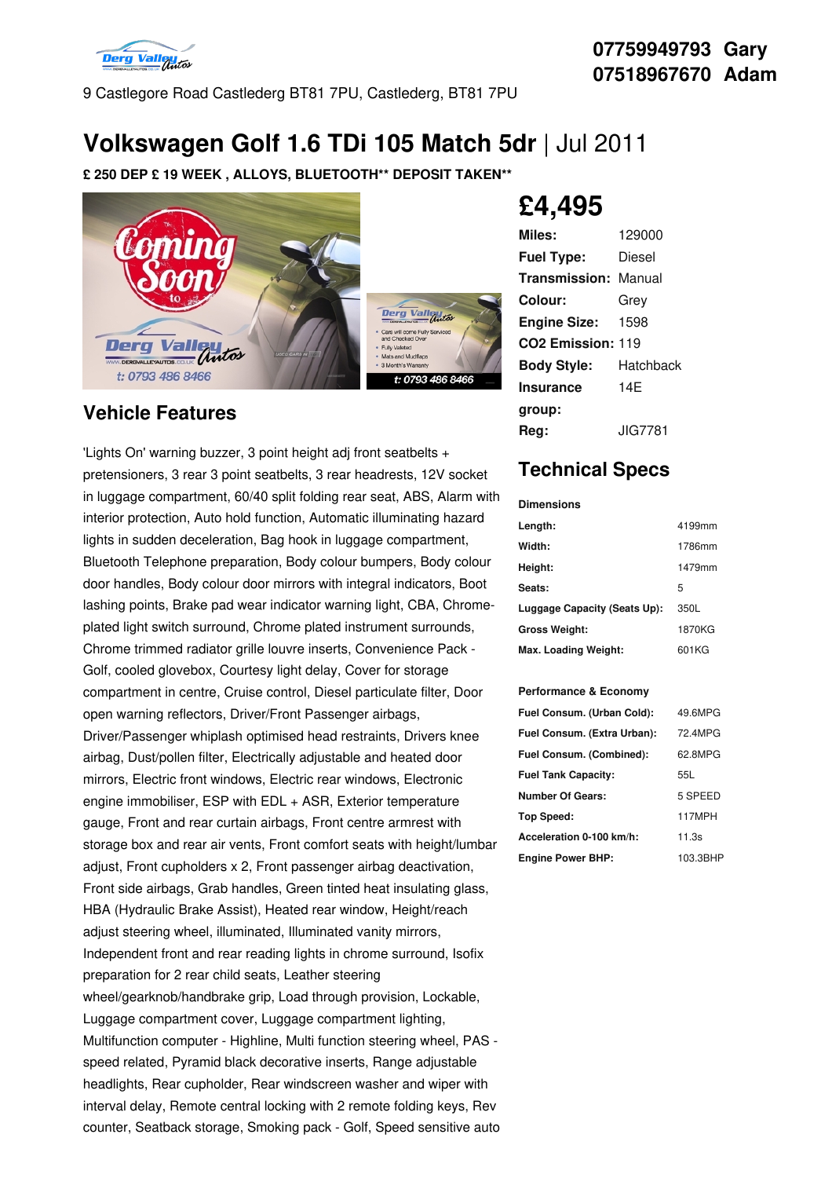07759949793 Gary
07518967670 Adam

9 Castlegore Road Castlederg BT81 7PU, Castlederg, BT81 7PU

# Volkswagen Golf 1.6 TDi 105 Match 5dr | Jul 2011

**£ 250 DEP £ 19 WEEK , ALLOYS, BLUETOOTH** DEPOSIT TAKEN****

## £4,495

| | |
|---|---|
| **Miles:** | 129000 |
| **Fuel Type:** | Diesel |
| **Transmission:** | Manual |
| **Colour:** | Grey |
| **Engine Size:** | 1598 |
| **CO2 Emission:** | 119 |
| **Body Style:** | Hatchback |
| **Insurance group:** | 14E |
| **Reg:** | JIG7781 |

## Vehicle Features

'Lights On' warning buzzer, 3 point height adj front seatbelts + pretensioners, 3 rear 3 point seatbelts, 3 rear headrests, 12V socket in luggage compartment, 60/40 split folding rear seat, ABS, Alarm with interior protection, Auto hold function, Automatic illuminating hazard lights in sudden deceleration, Bag hook in luggage compartment, Bluetooth Telephone preparation, Body colour bumpers, Body colour door handles, Body colour door mirrors with integral indicators, Boot lashing points, Brake pad wear indicator warning light, CBA, Chrome-plated light switch surround, Chrome plated instrument surrounds, Chrome trimmed radiator grille louvre inserts, Convenience Pack - Golf, cooled glovebox, Courtesy light delay, Cover for storage compartment in centre, Cruise control, Diesel particulate filter, Door open warning reflectors, Driver/Front Passenger airbags, Driver/Passenger whiplash optimised head restraints, Drivers knee airbag, Dust/pollen filter, Electrically adjustable and heated door mirrors, Electric front windows, Electric rear windows, Electronic engine immobiliser, ESP with EDL + ASR, Exterior temperature gauge, Front and rear curtain airbags, Front centre armrest with storage box and rear air vents, Front comfort seats with height/lumbar adjust, Front cupholders x 2, Front passenger airbag deactivation, Front side airbags, Grab handles, Green tinted heat insulating glass, HBA (Hydraulic Brake Assist), Heated rear window, Height/reach adjust steering wheel, illuminated, Illuminated vanity mirrors, Independent front and rear reading lights in chrome surround, Isofix preparation for 2 rear child seats, Leather steering wheel/gearknob/handbrake grip, Load through provision, Lockable, Luggage compartment cover, Luggage compartment lighting, Multifunction computer - Highline, Multi function steering wheel, PAS - speed related, Pyramid black decorative inserts, Range adjustable headlights, Rear cupholder, Rear windscreen washer and wiper with interval delay, Remote central locking with 2 remote folding keys, Rev counter, Seatback storage, Smoking pack - Golf, Speed sensitive auto

## Technical Specs

**Dimensions**

| | |
|---|---|
| **Length:** | 4199mm |
| **Width:** | 1786mm |
| **Height:** | 1479mm |
| **Seats:** | 5 |
| **Luggage Capacity (Seats Up):** | 350L |
| **Gross Weight:** | 1870KG |
| **Max. Loading Weight:** | 601KG |

**Performance & Economy**

| | |
|---|---|
| **Fuel Consum. (Urban Cold):** | 49.6MPG |
| **Fuel Consum. (Extra Urban):** | 72.4MPG |
| **Fuel Consum. (Combined):** | 62.8MPG |
| **Fuel Tank Capacity:** | 55L |
| **Number Of Gears:** | 5 SPEED |
| **Top Speed:** | 117MPH |
| **Acceleration 0-100 km/h:** | 11.3s |
| **Engine Power BHP:** | 103.3BHP |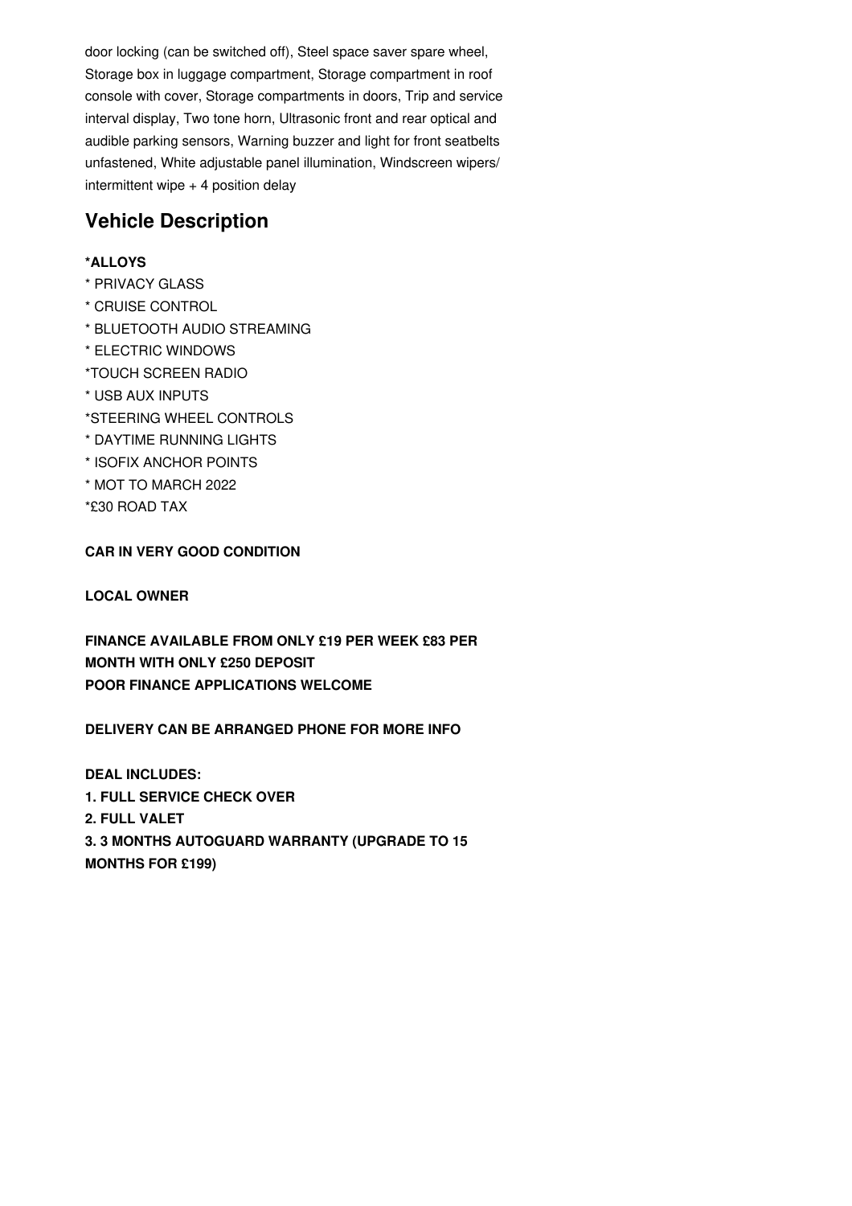door locking (can be switched off), Steel space saver spare wheel, Storage box in luggage compartment, Storage compartment in roof console with cover, Storage compartments in doors, Trip and service interval display, Two tone horn, Ultrasonic front and rear optical and audible parking sensors, Warning buzzer and light for front seatbelts unfastened, White adjustable panel illumination, Windscreen wipers/ intermittent wipe + 4 position delay

## Vehicle Description

**\*ALLOYS**

\* PRIVACY GLASS
\* CRUISE CONTROL
\* BLUETOOTH AUDIO STREAMING
\* ELECTRIC WINDOWS
\*TOUCH SCREEN RADIO
\* USB AUX INPUTS
\*STEERING WHEEL CONTROLS
\* DAYTIME RUNNING LIGHTS
\* ISOFIX ANCHOR POINTS
\* MOT TO MARCH 2022
\*£30 ROAD TAX

**CAR IN VERY GOOD CONDITION**

**LOCAL OWNER**

**FINANCE AVAILABLE FROM ONLY £19 PER WEEK £83 PER MONTH WITH ONLY £250 DEPOSIT**
**POOR FINANCE APPLICATIONS WELCOME**

**DELIVERY CAN BE ARRANGED PHONE FOR MORE INFO**

**DEAL INCLUDES:**
**1. FULL SERVICE CHECK OVER**
**2. FULL VALET**
**3. 3 MONTHS AUTOGUARD WARRANTY (UPGRADE TO 15 MONTHS FOR £199)**